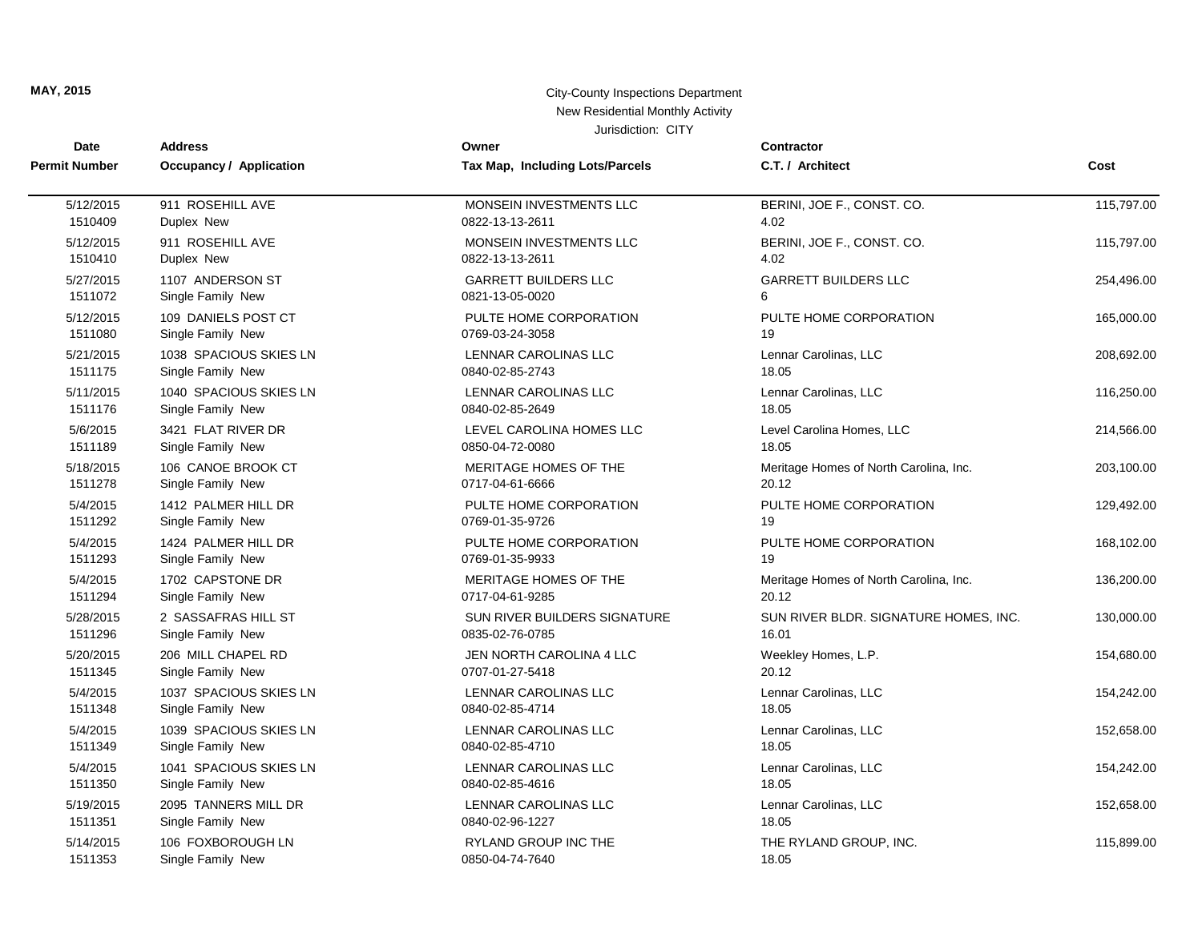**MAY, 2015**

City-County Inspections Department
New Residential Monthly Activity
Jurisdiction: CITY

| Date / Permit Number | Address / Occupancy / Application | Owner / Tax Map, Including Lots/Parcels | Contractor / C.T. / Architect | Cost |
|---|---|---|---|---|
| 5/12/2015<br>1510409 | 911 ROSEHILL AVE<br>Duplex New | MONSEIN INVESTMENTS LLC<br>0822-13-13-2611 | BERINI, JOE F., CONST. CO.<br>4.02 | 115,797.00 |
| 5/12/2015<br>1510410 | 911 ROSEHILL AVE<br>Duplex New | MONSEIN INVESTMENTS LLC<br>0822-13-13-2611 | BERINI, JOE F., CONST. CO.<br>4.02 | 115,797.00 |
| 5/27/2015<br>1511072 | 1107 ANDERSON ST<br>Single Family New | GARRETT BUILDERS LLC<br>0821-13-05-0020 | GARRETT BUILDERS LLC<br>6 | 254,496.00 |
| 5/12/2015<br>1511080 | 109 DANIELS POST CT<br>Single Family New | PULTE HOME CORPORATION<br>0769-03-24-3058 | PULTE HOME CORPORATION<br>19 | 165,000.00 |
| 5/21/2015<br>1511175 | 1038 SPACIOUS SKIES LN<br>Single Family New | LENNAR CAROLINAS LLC<br>0840-02-85-2743 | Lennar Carolinas, LLC<br>18.05 | 208,692.00 |
| 5/11/2015<br>1511176 | 1040 SPACIOUS SKIES LN<br>Single Family New | LENNAR CAROLINAS LLC<br>0840-02-85-2649 | Lennar Carolinas, LLC<br>18.05 | 116,250.00 |
| 5/6/2015<br>1511189 | 3421 FLAT RIVER DR<br>Single Family New | LEVEL CAROLINA HOMES LLC<br>0850-04-72-0080 | Level Carolina Homes, LLC<br>18.05 | 214,566.00 |
| 5/18/2015<br>1511278 | 106 CANOE BROOK CT<br>Single Family New | MERITAGE HOMES OF THE<br>0717-04-61-6666 | Meritage Homes of North Carolina, Inc.<br>20.12 | 203,100.00 |
| 5/4/2015<br>1511292 | 1412 PALMER HILL DR<br>Single Family New | PULTE HOME CORPORATION<br>0769-01-35-9726 | PULTE HOME CORPORATION<br>19 | 129,492.00 |
| 5/4/2015<br>1511293 | 1424 PALMER HILL DR<br>Single Family New | PULTE HOME CORPORATION<br>0769-01-35-9933 | PULTE HOME CORPORATION<br>19 | 168,102.00 |
| 5/4/2015<br>1511294 | 1702 CAPSTONE DR<br>Single Family New | MERITAGE HOMES OF THE<br>0717-04-61-9285 | Meritage Homes of North Carolina, Inc.<br>20.12 | 136,200.00 |
| 5/28/2015<br>1511296 | 2 SASSAFRAS HILL ST<br>Single Family New | SUN RIVER BUILDERS SIGNATURE<br>0835-02-76-0785 | SUN RIVER BLDR. SIGNATURE HOMES, INC.<br>16.01 | 130,000.00 |
| 5/20/2015<br>1511345 | 206 MILL CHAPEL RD<br>Single Family New | JEN NORTH CAROLINA 4 LLC<br>0707-01-27-5418 | Weekley Homes, L.P.<br>20.12 | 154,680.00 |
| 5/4/2015<br>1511348 | 1037 SPACIOUS SKIES LN<br>Single Family New | LENNAR CAROLINAS LLC<br>0840-02-85-4714 | Lennar Carolinas, LLC<br>18.05 | 154,242.00 |
| 5/4/2015<br>1511349 | 1039 SPACIOUS SKIES LN<br>Single Family New | LENNAR CAROLINAS LLC<br>0840-02-85-4710 | Lennar Carolinas, LLC<br>18.05 | 152,658.00 |
| 5/4/2015<br>1511350 | 1041 SPACIOUS SKIES LN<br>Single Family New | LENNAR CAROLINAS LLC<br>0840-02-85-4616 | Lennar Carolinas, LLC<br>18.05 | 154,242.00 |
| 5/19/2015<br>1511351 | 2095 TANNERS MILL DR<br>Single Family New | LENNAR CAROLINAS LLC<br>0840-02-96-1227 | Lennar Carolinas, LLC<br>18.05 | 152,658.00 |
| 5/14/2015<br>1511353 | 106 FOXBOROUGH LN<br>Single Family New | RYLAND GROUP INC THE<br>0850-04-74-7640 | THE RYLAND GROUP, INC.<br>18.05 | 115,899.00 |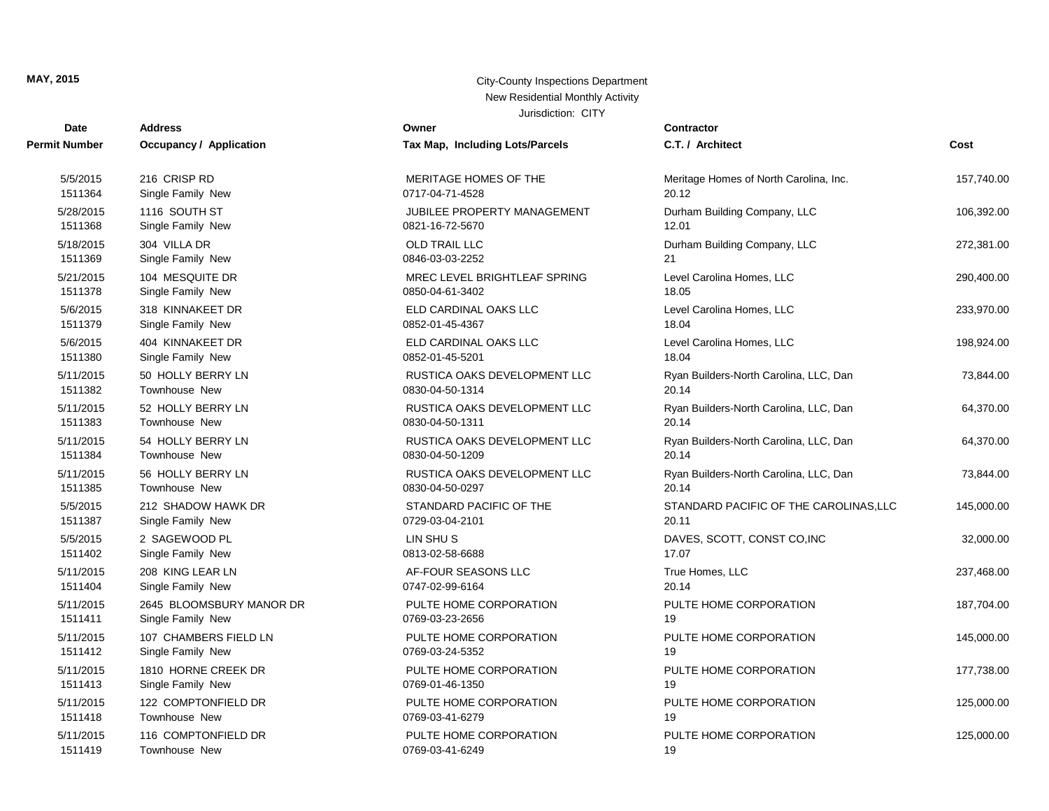MAY, 2015

City-County Inspections Department
New Residential Monthly Activity
Jurisdiction: CITY

| Date<br>Permit Number | Address<br>Occupancy / Application | Owner<br>Tax Map, Including Lots/Parcels | Contractor<br>C.T. / Architect | Cost |
|---|---|---|---|---|
| 5/5/2015<br>1511364 | 216 CRISP RD<br>Single Family New | MERITAGE HOMES OF THE<br>0717-04-71-4528 | Meritage Homes of North Carolina, Inc.<br>20.12 | 157,740.00 |
| 5/28/2015<br>1511368 | 1116 SOUTH ST<br>Single Family New | JUBILEE PROPERTY MANAGEMENT<br>0821-16-72-5670 | Durham Building Company, LLC<br>12.01 | 106,392.00 |
| 5/18/2015<br>1511369 | 304 VILLA DR<br>Single Family New | OLD TRAIL LLC<br>0846-03-03-2252 | Durham Building Company, LLC<br>21 | 272,381.00 |
| 5/21/2015<br>1511378 | 104 MESQUITE DR<br>Single Family New | MREC LEVEL BRIGHTLEAF SPRING<br>0850-04-61-3402 | Level Carolina Homes, LLC<br>18.05 | 290,400.00 |
| 5/6/2015<br>1511379 | 318 KINNAKEET DR<br>Single Family New | ELD CARDINAL OAKS LLC<br>0852-01-45-4367 | Level Carolina Homes, LLC<br>18.04 | 233,970.00 |
| 5/6/2015<br>1511380 | 404 KINNAKEET DR<br>Single Family New | ELD CARDINAL OAKS LLC<br>0852-01-45-5201 | Level Carolina Homes, LLC<br>18.04 | 198,924.00 |
| 5/11/2015<br>1511382 | 50 HOLLY BERRY LN<br>Townhouse New | RUSTICA OAKS DEVELOPMENT LLC<br>0830-04-50-1314 | Ryan Builders-North Carolina, LLC, Dan<br>20.14 | 73,844.00 |
| 5/11/2015<br>1511383 | 52 HOLLY BERRY LN<br>Townhouse New | RUSTICA OAKS DEVELOPMENT LLC<br>0830-04-50-1311 | Ryan Builders-North Carolina, LLC, Dan<br>20.14 | 64,370.00 |
| 5/11/2015<br>1511384 | 54 HOLLY BERRY LN<br>Townhouse New | RUSTICA OAKS DEVELOPMENT LLC<br>0830-04-50-1209 | Ryan Builders-North Carolina, LLC, Dan<br>20.14 | 64,370.00 |
| 5/11/2015<br>1511385 | 56 HOLLY BERRY LN<br>Townhouse New | RUSTICA OAKS DEVELOPMENT LLC<br>0830-04-50-0297 | Ryan Builders-North Carolina, LLC, Dan<br>20.14 | 73,844.00 |
| 5/5/2015<br>1511387 | 212 SHADOW HAWK DR<br>Single Family New | STANDARD PACIFIC OF THE<br>0729-03-04-2101 | STANDARD PACIFIC OF THE CAROLINAS,LLC<br>20.11 | 145,000.00 |
| 5/5/2015<br>1511402 | 2 SAGEWOOD PL<br>Single Family New | LIN SHU S<br>0813-02-58-6688 | DAVES, SCOTT, CONST CO,INC<br>17.07 | 32,000.00 |
| 5/11/2015<br>1511404 | 208 KING LEAR LN<br>Single Family New | AF-FOUR SEASONS LLC<br>0747-02-99-6164 | True Homes, LLC<br>20.14 | 237,468.00 |
| 5/11/2015<br>1511411 | 2645 BLOOMSBURY MANOR DR<br>Single Family New | PULTE HOME CORPORATION<br>0769-03-23-2656 | PULTE HOME CORPORATION<br>19 | 187,704.00 |
| 5/11/2015<br>1511412 | 107 CHAMBERS FIELD LN<br>Single Family New | PULTE HOME CORPORATION<br>0769-03-24-5352 | PULTE HOME CORPORATION<br>19 | 145,000.00 |
| 5/11/2015<br>1511413 | 1810 HORNE CREEK DR<br>Single Family New | PULTE HOME CORPORATION<br>0769-01-46-1350 | PULTE HOME CORPORATION<br>19 | 177,738.00 |
| 5/11/2015<br>1511418 | 122 COMPTONFIELD DR<br>Townhouse New | PULTE HOME CORPORATION<br>0769-03-41-6279 | PULTE HOME CORPORATION<br>19 | 125,000.00 |
| 5/11/2015<br>1511419 | 116 COMPTONFIELD DR<br>Townhouse New | PULTE HOME CORPORATION<br>0769-03-41-6249 | PULTE HOME CORPORATION<br>19 | 125,000.00 |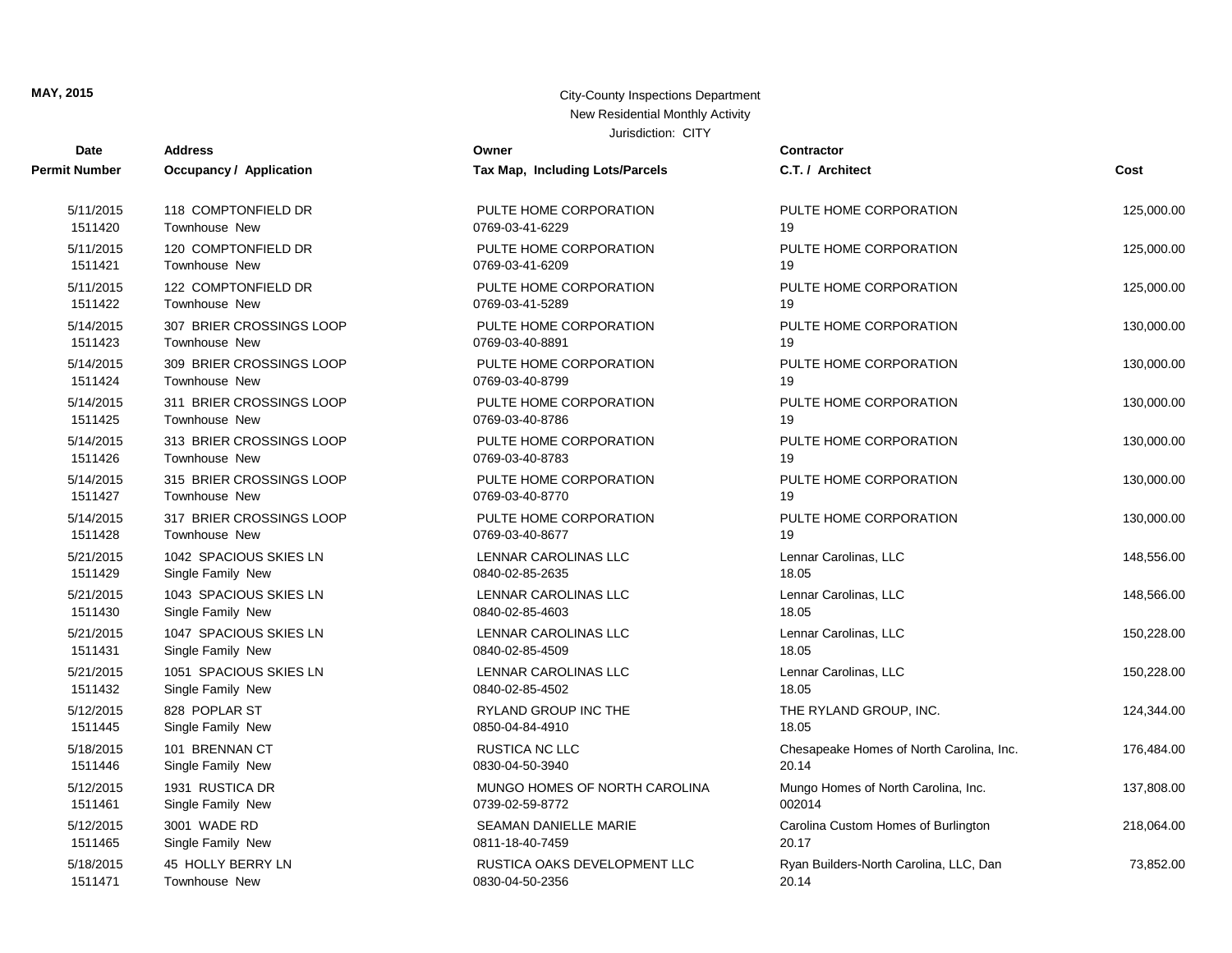**MAY, 2015**

City-County Inspections Department
New Residential Monthly Activity
Jurisdiction: CITY

| Date / Permit Number | Address / Occupancy / Application | Owner / Tax Map, Including Lots/Parcels | Contractor / C.T. / Architect | Cost |
|---|---|---|---|---|
| 5/11/2015<br>1511420 | 118 COMPTONFIELD DR<br>Townhouse New | PULTE HOME CORPORATION<br>0769-03-41-6229 | PULTE HOME CORPORATION<br>19 | 125,000.00 |
| 5/11/2015<br>1511421 | 120 COMPTONFIELD DR<br>Townhouse New | PULTE HOME CORPORATION<br>0769-03-41-6209 | PULTE HOME CORPORATION<br>19 | 125,000.00 |
| 5/11/2015<br>1511422 | 122 COMPTONFIELD DR<br>Townhouse New | PULTE HOME CORPORATION<br>0769-03-41-5289 | PULTE HOME CORPORATION<br>19 | 125,000.00 |
| 5/14/2015<br>1511423 | 307 BRIER CROSSINGS LOOP<br>Townhouse New | PULTE HOME CORPORATION<br>0769-03-40-8891 | PULTE HOME CORPORATION<br>19 | 130,000.00 |
| 5/14/2015<br>1511424 | 309 BRIER CROSSINGS LOOP<br>Townhouse New | PULTE HOME CORPORATION<br>0769-03-40-8799 | PULTE HOME CORPORATION<br>19 | 130,000.00 |
| 5/14/2015<br>1511425 | 311 BRIER CROSSINGS LOOP<br>Townhouse New | PULTE HOME CORPORATION<br>0769-03-40-8786 | PULTE HOME CORPORATION<br>19 | 130,000.00 |
| 5/14/2015<br>1511426 | 313 BRIER CROSSINGS LOOP<br>Townhouse New | PULTE HOME CORPORATION<br>0769-03-40-8783 | PULTE HOME CORPORATION<br>19 | 130,000.00 |
| 5/14/2015<br>1511427 | 315 BRIER CROSSINGS LOOP<br>Townhouse New | PULTE HOME CORPORATION<br>0769-03-40-8770 | PULTE HOME CORPORATION<br>19 | 130,000.00 |
| 5/14/2015<br>1511428 | 317 BRIER CROSSINGS LOOP<br>Townhouse New | PULTE HOME CORPORATION<br>0769-03-40-8677 | PULTE HOME CORPORATION<br>19 | 130,000.00 |
| 5/21/2015<br>1511429 | 1042 SPACIOUS SKIES LN<br>Single Family New | LENNAR CAROLINAS LLC<br>0840-02-85-2635 | Lennar Carolinas, LLC<br>18.05 | 148,556.00 |
| 5/21/2015<br>1511430 | 1043 SPACIOUS SKIES LN<br>Single Family New | LENNAR CAROLINAS LLC<br>0840-02-85-4603 | Lennar Carolinas, LLC<br>18.05 | 148,566.00 |
| 5/21/2015<br>1511431 | 1047 SPACIOUS SKIES LN<br>Single Family New | LENNAR CAROLINAS LLC<br>0840-02-85-4509 | Lennar Carolinas, LLC<br>18.05 | 150,228.00 |
| 5/21/2015<br>1511432 | 1051 SPACIOUS SKIES LN<br>Single Family New | LENNAR CAROLINAS LLC<br>0840-02-85-4502 | Lennar Carolinas, LLC<br>18.05 | 150,228.00 |
| 5/12/2015<br>1511445 | 828 POPLAR ST<br>Single Family New | RYLAND GROUP INC THE<br>0850-04-84-4910 | THE RYLAND GROUP, INC.<br>18.05 | 124,344.00 |
| 5/18/2015<br>1511446 | 101 BRENNAN CT<br>Single Family New | RUSTICA NC LLC<br>0830-04-50-3940 | Chesapeake Homes of North Carolina, Inc.<br>20.14 | 176,484.00 |
| 5/12/2015<br>1511461 | 1931 RUSTICA DR<br>Single Family New | MUNGO HOMES OF NORTH CAROLINA<br>0739-02-59-8772 | Mungo Homes of North Carolina, Inc.<br>002014 | 137,808.00 |
| 5/12/2015<br>1511465 | 3001 WADE RD<br>Single Family New | SEAMAN DANIELLE MARIE<br>0811-18-40-7459 | Carolina Custom Homes of Burlington<br>20.17 | 218,064.00 |
| 5/18/2015<br>1511471 | 45 HOLLY BERRY LN<br>Townhouse New | RUSTICA OAKS DEVELOPMENT LLC<br>0830-04-50-2356 | Ryan Builders-North Carolina, LLC, Dan<br>20.14 | 73,852.00 |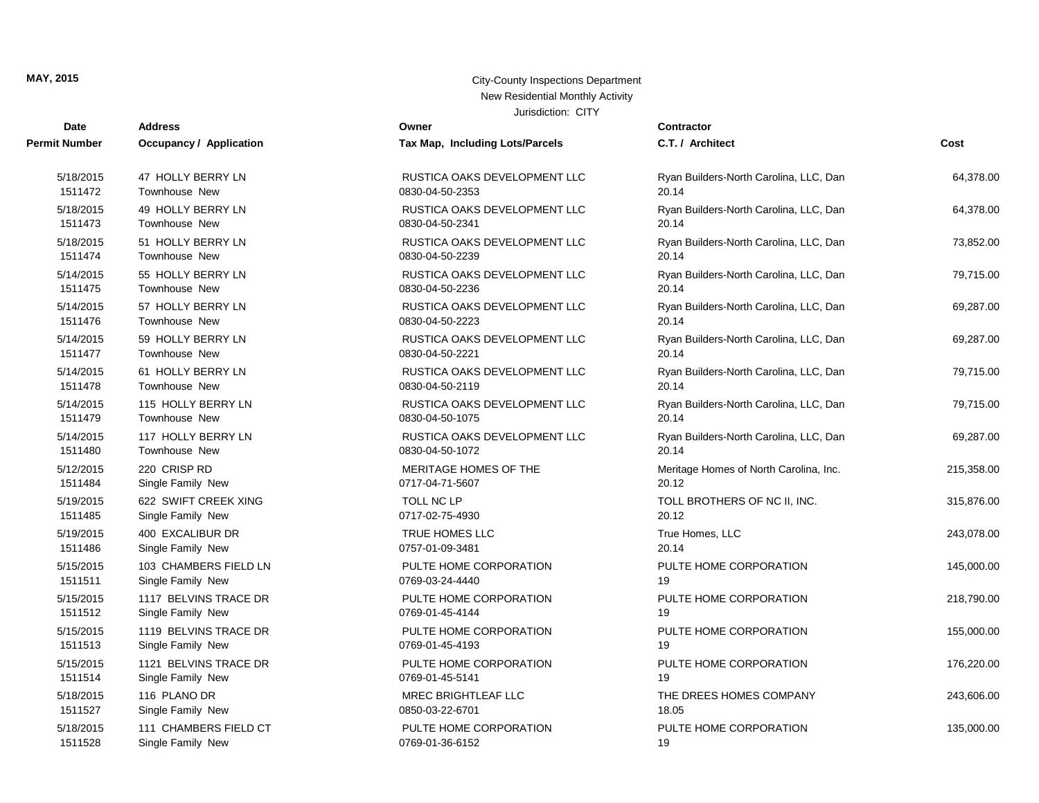**MAY, 2015**

City-County Inspections Department
New Residential Monthly Activity
Jurisdiction: CITY

| Date / Permit Number | Address / Occupancy / Application | Owner / Tax Map, Including Lots/Parcels | Contractor / C.T. / Architect | Cost |
|---|---|---|---|---|
| 5/18/2015<br>1511472 | 47 HOLLY BERRY LN<br>Townhouse New | RUSTICA OAKS DEVELOPMENT LLC<br>0830-04-50-2353 | Ryan Builders-North Carolina, LLC, Dan<br>20.14 | 64,378.00 |
| 5/18/2015<br>1511473 | 49 HOLLY BERRY LN<br>Townhouse New | RUSTICA OAKS DEVELOPMENT LLC<br>0830-04-50-2341 | Ryan Builders-North Carolina, LLC, Dan<br>20.14 | 64,378.00 |
| 5/18/2015<br>1511474 | 51 HOLLY BERRY LN<br>Townhouse New | RUSTICA OAKS DEVELOPMENT LLC<br>0830-04-50-2239 | Ryan Builders-North Carolina, LLC, Dan<br>20.14 | 73,852.00 |
| 5/14/2015<br>1511475 | 55 HOLLY BERRY LN<br>Townhouse New | RUSTICA OAKS DEVELOPMENT LLC<br>0830-04-50-2236 | Ryan Builders-North Carolina, LLC, Dan<br>20.14 | 79,715.00 |
| 5/14/2015<br>1511476 | 57 HOLLY BERRY LN<br>Townhouse New | RUSTICA OAKS DEVELOPMENT LLC<br>0830-04-50-2223 | Ryan Builders-North Carolina, LLC, Dan<br>20.14 | 69,287.00 |
| 5/14/2015<br>1511477 | 59 HOLLY BERRY LN<br>Townhouse New | RUSTICA OAKS DEVELOPMENT LLC<br>0830-04-50-2221 | Ryan Builders-North Carolina, LLC, Dan<br>20.14 | 69,287.00 |
| 5/14/2015<br>1511478 | 61 HOLLY BERRY LN<br>Townhouse New | RUSTICA OAKS DEVELOPMENT LLC<br>0830-04-50-2119 | Ryan Builders-North Carolina, LLC, Dan<br>20.14 | 79,715.00 |
| 5/14/2015<br>1511479 | 115 HOLLY BERRY LN<br>Townhouse New | RUSTICA OAKS DEVELOPMENT LLC<br>0830-04-50-1075 | Ryan Builders-North Carolina, LLC, Dan<br>20.14 | 79,715.00 |
| 5/14/2015<br>1511480 | 117 HOLLY BERRY LN<br>Townhouse New | RUSTICA OAKS DEVELOPMENT LLC<br>0830-04-50-1072 | Ryan Builders-North Carolina, LLC, Dan<br>20.14 | 69,287.00 |
| 5/12/2015<br>1511484 | 220 CRISP RD<br>Single Family New | MERITAGE HOMES OF THE<br>0717-04-71-5607 | Meritage Homes of North Carolina, Inc.<br>20.12 | 215,358.00 |
| 5/19/2015<br>1511485 | 622 SWIFT CREEK XING<br>Single Family New | TOLL NC LP<br>0717-02-75-4930 | TOLL BROTHERS OF NC II, INC.<br>20.12 | 315,876.00 |
| 5/19/2015<br>1511486 | 400 EXCALIBUR DR<br>Single Family New | TRUE HOMES LLC<br>0757-01-09-3481 | True Homes, LLC<br>20.14 | 243,078.00 |
| 5/15/2015<br>1511511 | 103 CHAMBERS FIELD LN<br>Single Family New | PULTE HOME CORPORATION<br>0769-03-24-4440 | PULTE HOME CORPORATION<br>19 | 145,000.00 |
| 5/15/2015<br>1511512 | 1117 BELVINS TRACE DR<br>Single Family New | PULTE HOME CORPORATION<br>0769-01-45-4144 | PULTE HOME CORPORATION<br>19 | 218,790.00 |
| 5/15/2015<br>1511513 | 1119 BELVINS TRACE DR<br>Single Family New | PULTE HOME CORPORATION<br>0769-01-45-4193 | PULTE HOME CORPORATION<br>19 | 155,000.00 |
| 5/15/2015<br>1511514 | 1121 BELVINS TRACE DR<br>Single Family New | PULTE HOME CORPORATION<br>0769-01-45-5141 | PULTE HOME CORPORATION<br>19 | 176,220.00 |
| 5/18/2015<br>1511527 | 116 PLANO DR<br>Single Family New | MREC BRIGHTLEAF LLC<br>0850-03-22-6701 | THE DREES HOMES COMPANY<br>18.05 | 243,606.00 |
| 5/18/2015<br>1511528 | 111 CHAMBERS FIELD CT<br>Single Family New | PULTE HOME CORPORATION<br>0769-01-36-6152 | PULTE HOME CORPORATION<br>19 | 135,000.00 |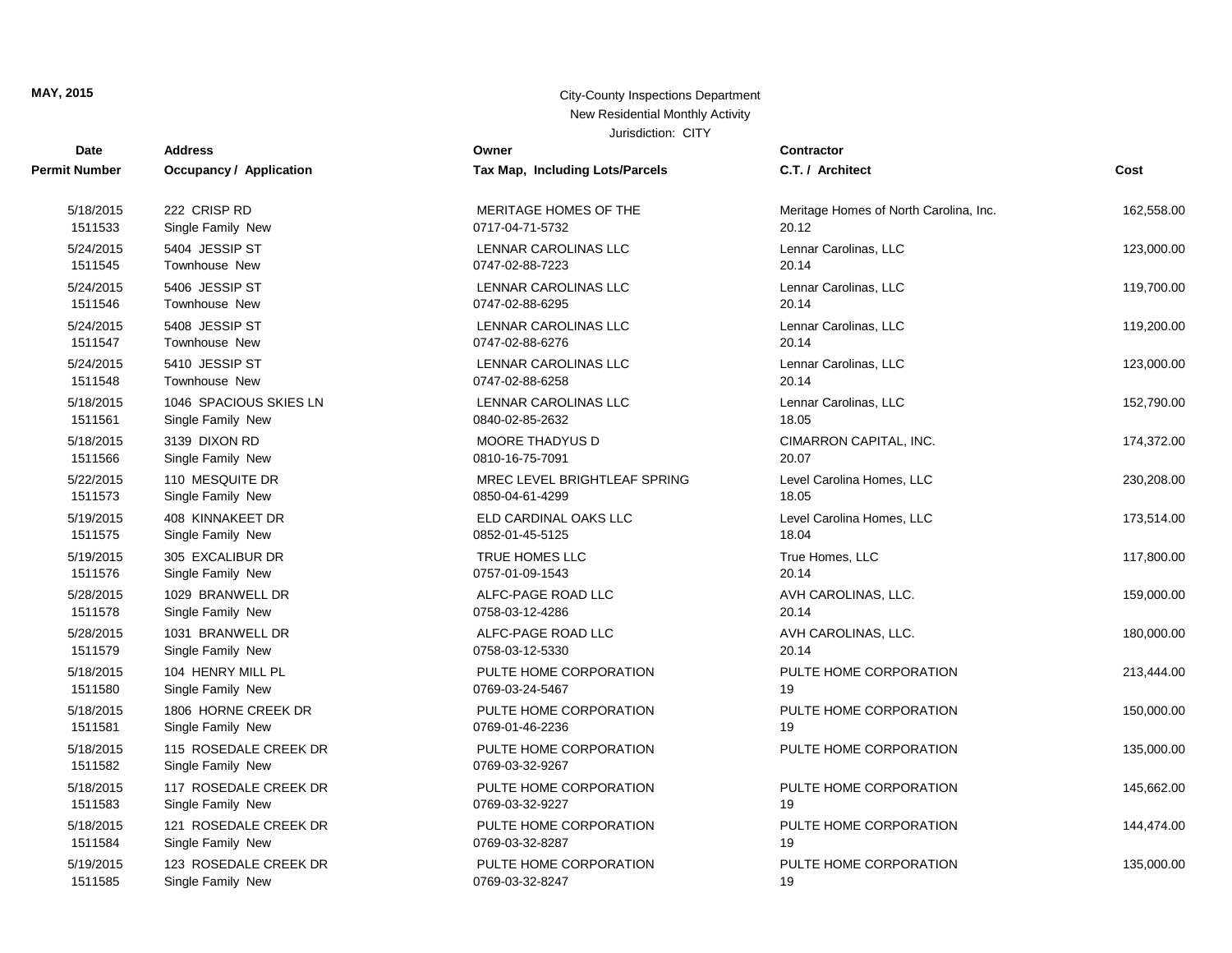MAY, 2015

City-County Inspections Department
New Residential Monthly Activity
Jurisdiction: CITY

| Date / Permit Number | Address / Occupancy / Application | Owner / Tax Map, Including Lots/Parcels | Contractor / C.T. / Architect | Cost |
|---|---|---|---|---|
| 5/18/2015<br>1511533 | 222 CRISP RD<br>Single Family New | MERITAGE HOMES OF THE<br>0717-04-71-5732 | Meritage Homes of North Carolina, Inc.<br>20.12 | 162,558.00 |
| 5/24/2015<br>1511545 | 5404 JESSIP ST<br>Townhouse New | LENNAR CAROLINAS LLC<br>0747-02-88-7223 | Lennar Carolinas, LLC<br>20.14 | 123,000.00 |
| 5/24/2015<br>1511546 | 5406 JESSIP ST<br>Townhouse New | LENNAR CAROLINAS LLC<br>0747-02-88-6295 | Lennar Carolinas, LLC<br>20.14 | 119,700.00 |
| 5/24/2015<br>1511547 | 5408 JESSIP ST<br>Townhouse New | LENNAR CAROLINAS LLC<br>0747-02-88-6276 | Lennar Carolinas, LLC<br>20.14 | 119,200.00 |
| 5/24/2015<br>1511548 | 5410 JESSIP ST<br>Townhouse New | LENNAR CAROLINAS LLC<br>0747-02-88-6258 | Lennar Carolinas, LLC<br>20.14 | 123,000.00 |
| 5/18/2015<br>1511561 | 1046 SPACIOUS SKIES LN<br>Single Family New | LENNAR CAROLINAS LLC<br>0840-02-85-2632 | Lennar Carolinas, LLC<br>18.05 | 152,790.00 |
| 5/18/2015<br>1511566 | 3139 DIXON RD<br>Single Family New | MOORE THADYUS D<br>0810-16-75-7091 | CIMARRON CAPITAL, INC.<br>20.07 | 174,372.00 |
| 5/22/2015<br>1511573 | 110 MESQUITE DR<br>Single Family New | MREC LEVEL BRIGHTLEAF SPRING<br>0850-04-61-4299 | Level Carolina Homes, LLC<br>18.05 | 230,208.00 |
| 5/19/2015<br>1511575 | 408 KINNAKEET DR<br>Single Family New | ELD CARDINAL OAKS LLC<br>0852-01-45-5125 | Level Carolina Homes, LLC<br>18.04 | 173,514.00 |
| 5/19/2015<br>1511576 | 305 EXCALIBUR DR<br>Single Family New | TRUE HOMES LLC<br>0757-01-09-1543 | True Homes, LLC<br>20.14 | 117,800.00 |
| 5/28/2015<br>1511578 | 1029 BRANWELL DR<br>Single Family New | ALFC-PAGE ROAD LLC<br>0758-03-12-4286 | AVH CAROLINAS, LLC.<br>20.14 | 159,000.00 |
| 5/28/2015<br>1511579 | 1031 BRANWELL DR<br>Single Family New | ALFC-PAGE ROAD LLC<br>0758-03-12-5330 | AVH CAROLINAS, LLC.<br>20.14 | 180,000.00 |
| 5/18/2015<br>1511580 | 104 HENRY MILL PL<br>Single Family New | PULTE HOME CORPORATION<br>0769-03-24-5467 | PULTE HOME CORPORATION<br>19 | 213,444.00 |
| 5/18/2015<br>1511581 | 1806 HORNE CREEK DR<br>Single Family New | PULTE HOME CORPORATION<br>0769-01-46-2236 | PULTE HOME CORPORATION<br>19 | 150,000.00 |
| 5/18/2015<br>1511582 | 115 ROSEDALE CREEK DR<br>Single Family New | PULTE HOME CORPORATION<br>0769-03-32-9267 | PULTE HOME CORPORATION | 135,000.00 |
| 5/18/2015<br>1511583 | 117 ROSEDALE CREEK DR<br>Single Family New | PULTE HOME CORPORATION<br>0769-03-32-9227 | PULTE HOME CORPORATION<br>19 | 145,662.00 |
| 5/18/2015<br>1511584 | 121 ROSEDALE CREEK DR<br>Single Family New | PULTE HOME CORPORATION<br>0769-03-32-8287 | PULTE HOME CORPORATION<br>19 | 144,474.00 |
| 5/19/2015<br>1511585 | 123 ROSEDALE CREEK DR<br>Single Family New | PULTE HOME CORPORATION<br>0769-03-32-8247 | PULTE HOME CORPORATION<br>19 | 135,000.00 |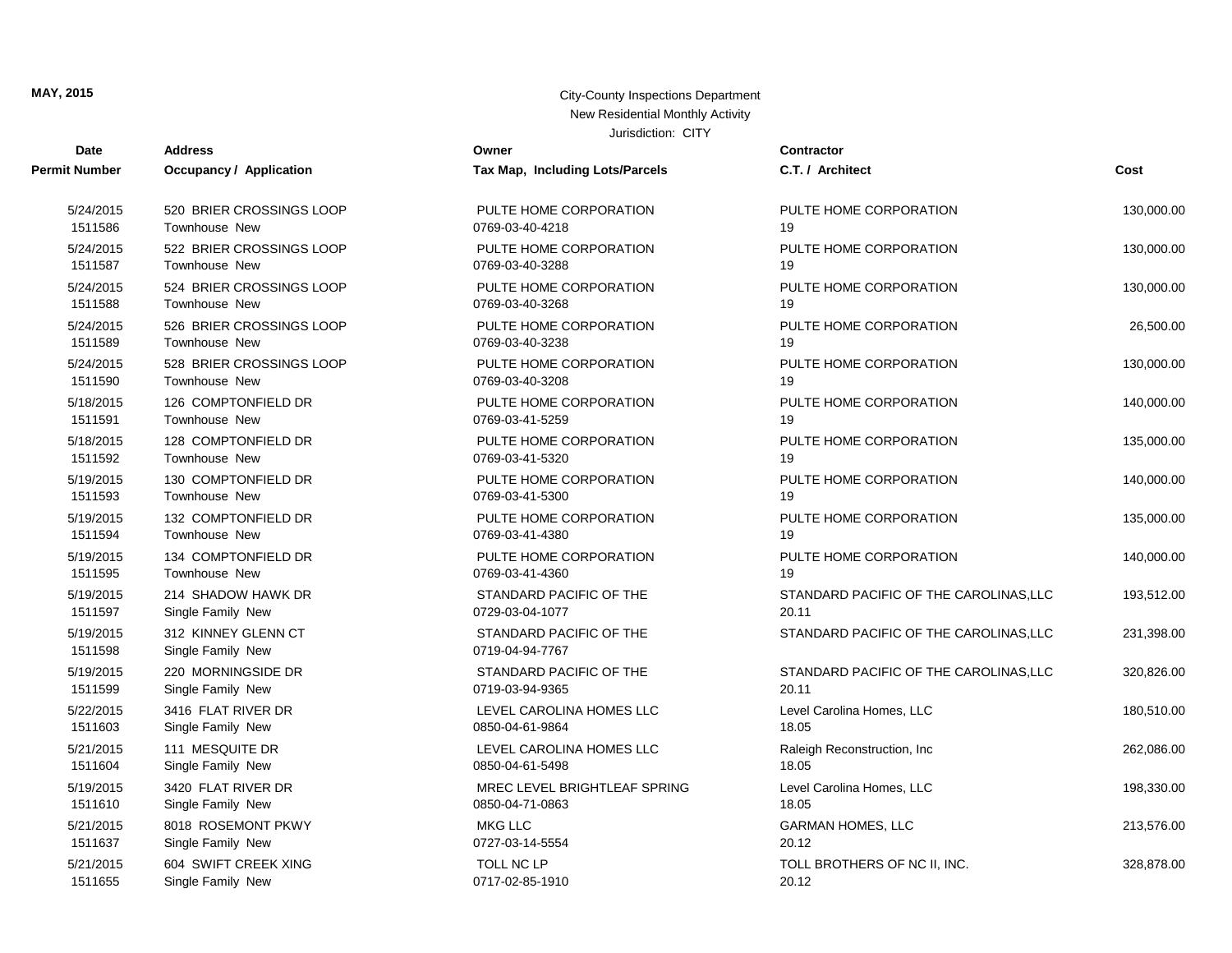**MAY, 2015**

City-County Inspections Department

New Residential Monthly Activity

Jurisdiction: CITY

| Date / Permit Number | Address / Occupancy / Application | Owner / Tax Map, Including Lots/Parcels | Contractor / C.T. / Architect | Cost |
|---|---|---|---|---|
| 5/24/2015<br>1511586 | 520 BRIER CROSSINGS LOOP<br>Townhouse New | PULTE HOME CORPORATION<br>0769-03-40-4218 | PULTE HOME CORPORATION<br>19 | 130,000.00 |
| 5/24/2015<br>1511587 | 522 BRIER CROSSINGS LOOP<br>Townhouse New | PULTE HOME CORPORATION<br>0769-03-40-3288 | PULTE HOME CORPORATION<br>19 | 130,000.00 |
| 5/24/2015<br>1511588 | 524 BRIER CROSSINGS LOOP<br>Townhouse New | PULTE HOME CORPORATION<br>0769-03-40-3268 | PULTE HOME CORPORATION<br>19 | 130,000.00 |
| 5/24/2015<br>1511589 | 526 BRIER CROSSINGS LOOP<br>Townhouse New | PULTE HOME CORPORATION<br>0769-03-40-3238 | PULTE HOME CORPORATION<br>19 | 26,500.00 |
| 5/24/2015<br>1511590 | 528 BRIER CROSSINGS LOOP<br>Townhouse New | PULTE HOME CORPORATION<br>0769-03-40-3208 | PULTE HOME CORPORATION<br>19 | 130,000.00 |
| 5/18/2015<br>1511591 | 126 COMPTONFIELD DR<br>Townhouse New | PULTE HOME CORPORATION<br>0769-03-41-5259 | PULTE HOME CORPORATION<br>19 | 140,000.00 |
| 5/18/2015<br>1511592 | 128 COMPTONFIELD DR<br>Townhouse New | PULTE HOME CORPORATION<br>0769-03-41-5320 | PULTE HOME CORPORATION<br>19 | 135,000.00 |
| 5/19/2015<br>1511593 | 130 COMPTONFIELD DR<br>Townhouse New | PULTE HOME CORPORATION<br>0769-03-41-5300 | PULTE HOME CORPORATION<br>19 | 140,000.00 |
| 5/19/2015<br>1511594 | 132 COMPTONFIELD DR<br>Townhouse New | PULTE HOME CORPORATION<br>0769-03-41-4380 | PULTE HOME CORPORATION<br>19 | 135,000.00 |
| 5/19/2015<br>1511595 | 134 COMPTONFIELD DR<br>Townhouse New | PULTE HOME CORPORATION<br>0769-03-41-4360 | PULTE HOME CORPORATION<br>19 | 140,000.00 |
| 5/19/2015<br>1511597 | 214 SHADOW HAWK DR<br>Single Family New | STANDARD PACIFIC OF THE<br>0729-03-04-1077 | STANDARD PACIFIC OF THE CAROLINAS,LLC<br>20.11 | 193,512.00 |
| 5/19/2015<br>1511598 | 312 KINNEY GLENN CT<br>Single Family New | STANDARD PACIFIC OF THE<br>0719-04-94-7767 | STANDARD PACIFIC OF THE CAROLINAS,LLC | 231,398.00 |
| 5/19/2015<br>1511599 | 220 MORNINGSIDE DR<br>Single Family New | STANDARD PACIFIC OF THE<br>0719-03-94-9365 | STANDARD PACIFIC OF THE CAROLINAS,LLC<br>20.11 | 320,826.00 |
| 5/22/2015<br>1511603 | 3416 FLAT RIVER DR<br>Single Family New | LEVEL CAROLINA HOMES LLC<br>0850-04-61-9864 | Level Carolina Homes, LLC<br>18.05 | 180,510.00 |
| 5/21/2015<br>1511604 | 111 MESQUITE DR<br>Single Family New | LEVEL CAROLINA HOMES LLC<br>0850-04-61-5498 | Raleigh Reconstruction, Inc<br>18.05 | 262,086.00 |
| 5/19/2015<br>1511610 | 3420 FLAT RIVER DR<br>Single Family New | MREC LEVEL BRIGHTLEAF SPRING<br>0850-04-71-0863 | Level Carolina Homes, LLC<br>18.05 | 198,330.00 |
| 5/21/2015<br>1511637 | 8018 ROSEMONT PKWY<br>Single Family New | MKG LLC<br>0727-03-14-5554 | GARMAN HOMES, LLC<br>20.12 | 213,576.00 |
| 5/21/2015<br>1511655 | 604 SWIFT CREEK XING<br>Single Family New | TOLL NC LP<br>0717-02-85-1910 | TOLL BROTHERS OF NC II, INC.<br>20.12 | 328,878.00 |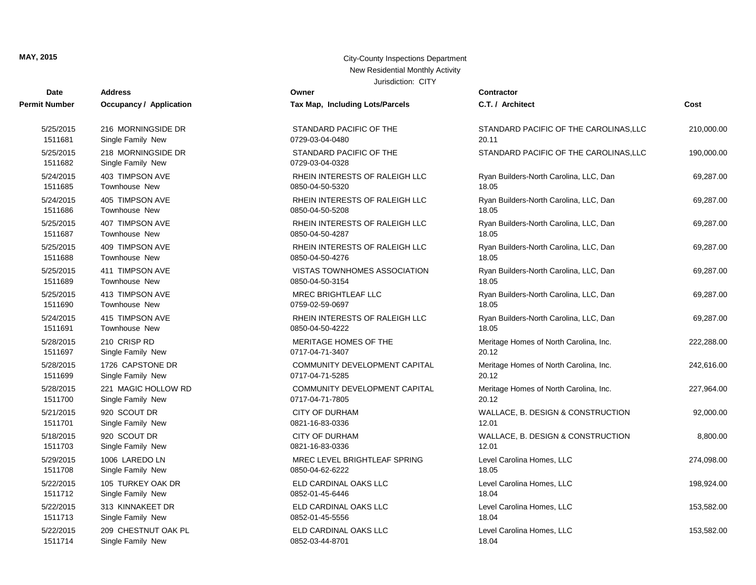**MAY, 2015**

City-County Inspections Department
New Residential Monthly Activity
Jurisdiction: CITY

| Date / Permit Number | Address / Occupancy / Application | Owner / Tax Map, Including Lots/Parcels | Contractor / C.T. / Architect | Cost |
|---|---|---|---|---|
| 5/25/2015<br>1511681 | 216 MORNINGSIDE DR<br>Single Family New | STANDARD PACIFIC OF THE<br>0729-03-04-0480 | STANDARD PACIFIC OF THE CAROLINAS,LLC<br>20.11 | 210,000.00 |
| 5/25/2015<br>1511682 | 218 MORNINGSIDE DR<br>Single Family New | STANDARD PACIFIC OF THE<br>0729-03-04-0328 | STANDARD PACIFIC OF THE CAROLINAS,LLC | 190,000.00 |
| 5/24/2015<br>1511685 | 403 TIMPSON AVE<br>Townhouse New | RHEIN INTERESTS OF RALEIGH LLC<br>0850-04-50-5320 | Ryan Builders-North Carolina, LLC, Dan<br>18.05 | 69,287.00 |
| 5/24/2015<br>1511686 | 405 TIMPSON AVE<br>Townhouse New | RHEIN INTERESTS OF RALEIGH LLC<br>0850-04-50-5208 | Ryan Builders-North Carolina, LLC, Dan<br>18.05 | 69,287.00 |
| 5/25/2015<br>1511687 | 407 TIMPSON AVE<br>Townhouse New | RHEIN INTERESTS OF RALEIGH LLC<br>0850-04-50-4287 | Ryan Builders-North Carolina, LLC, Dan<br>18.05 | 69,287.00 |
| 5/25/2015<br>1511688 | 409 TIMPSON AVE<br>Townhouse New | RHEIN INTERESTS OF RALEIGH LLC<br>0850-04-50-4276 | Ryan Builders-North Carolina, LLC, Dan<br>18.05 | 69,287.00 |
| 5/25/2015<br>1511689 | 411 TIMPSON AVE<br>Townhouse New | VISTAS TOWNHOMES ASSOCIATION<br>0850-04-50-3154 | Ryan Builders-North Carolina, LLC, Dan<br>18.05 | 69,287.00 |
| 5/25/2015<br>1511690 | 413 TIMPSON AVE<br>Townhouse New | MREC BRIGHTLEAF LLC<br>0759-02-59-0697 | Ryan Builders-North Carolina, LLC, Dan<br>18.05 | 69,287.00 |
| 5/24/2015<br>1511691 | 415 TIMPSON AVE<br>Townhouse New | RHEIN INTERESTS OF RALEIGH LLC<br>0850-04-50-4222 | Ryan Builders-North Carolina, LLC, Dan<br>18.05 | 69,287.00 |
| 5/28/2015<br>1511697 | 210 CRISP RD<br>Single Family New | MERITAGE HOMES OF THE<br>0717-04-71-3407 | Meritage Homes of North Carolina, Inc.<br>20.12 | 222,288.00 |
| 5/28/2015<br>1511699 | 1726 CAPSTONE DR<br>Single Family New | COMMUNITY DEVELOPMENT CAPITAL<br>0717-04-71-5285 | Meritage Homes of North Carolina, Inc.<br>20.12 | 242,616.00 |
| 5/28/2015<br>1511700 | 221 MAGIC HOLLOW RD<br>Single Family New | COMMUNITY DEVELOPMENT CAPITAL<br>0717-04-71-7805 | Meritage Homes of North Carolina, Inc.<br>20.12 | 227,964.00 |
| 5/21/2015<br>1511701 | 920 SCOUT DR<br>Single Family New | CITY OF DURHAM<br>0821-16-83-0336 | WALLACE, B. DESIGN & CONSTRUCTION<br>12.01 | 92,000.00 |
| 5/18/2015<br>1511703 | 920 SCOUT DR<br>Single Family New | CITY OF DURHAM<br>0821-16-83-0336 | WALLACE, B. DESIGN & CONSTRUCTION<br>12.01 | 8,800.00 |
| 5/29/2015<br>1511708 | 1006 LAREDO LN<br>Single Family New | MREC LEVEL BRIGHTLEAF SPRING<br>0850-04-62-6222 | Level Carolina Homes, LLC<br>18.05 | 274,098.00 |
| 5/22/2015<br>1511712 | 105 TURKEY OAK DR<br>Single Family New | ELD CARDINAL OAKS LLC<br>0852-01-45-6446 | Level Carolina Homes, LLC<br>18.04 | 198,924.00 |
| 5/22/2015<br>1511713 | 313 KINNAKEET DR<br>Single Family New | ELD CARDINAL OAKS LLC<br>0852-01-45-5556 | Level Carolina Homes, LLC<br>18.04 | 153,582.00 |
| 5/22/2015<br>1511714 | 209 CHESTNUT OAK PL<br>Single Family New | ELD CARDINAL OAKS LLC<br>0852-03-44-8701 | Level Carolina Homes, LLC<br>18.04 | 153,582.00 |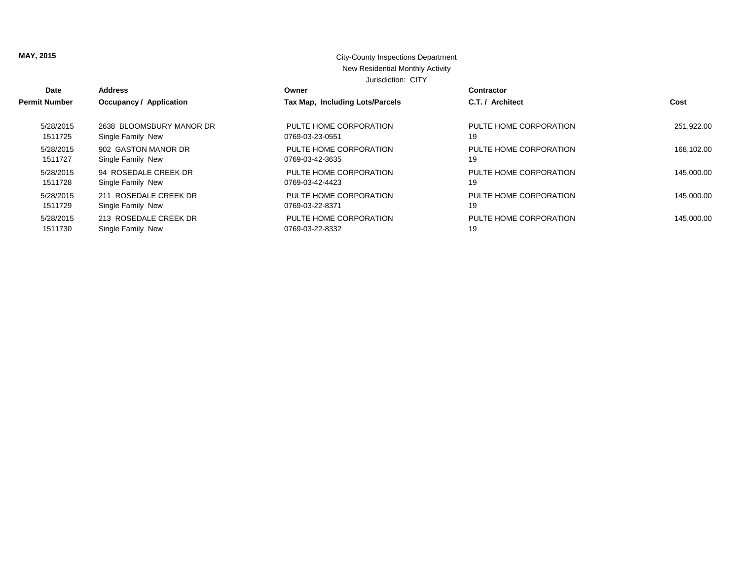**MAY, 2015**

City-County Inspections Department
New Residential Monthly Activity
Jurisdiction: CITY

| Date<br>Permit Number | Address<br>Occupancy / Application | Owner<br>Tax Map, Including Lots/Parcels | Contractor<br>C.T. / Architect | Cost |
|---|---|---|---|---|
| 5/28/2015<br>1511725 | 2638 BLOOMSBURY MANOR DR<br>Single Family New | PULTE HOME CORPORATION<br>0769-03-23-0551 | PULTE HOME CORPORATION<br>19 | 251,922.00 |
| 5/28/2015<br>1511727 | 902 GASTON MANOR DR<br>Single Family New | PULTE HOME CORPORATION<br>0769-03-42-3635 | PULTE HOME CORPORATION<br>19 | 168,102.00 |
| 5/28/2015<br>1511728 | 94 ROSEDALE CREEK DR<br>Single Family New | PULTE HOME CORPORATION<br>0769-03-42-4423 | PULTE HOME CORPORATION<br>19 | 145,000.00 |
| 5/28/2015<br>1511729 | 211 ROSEDALE CREEK DR<br>Single Family New | PULTE HOME CORPORATION<br>0769-03-22-8371 | PULTE HOME CORPORATION<br>19 | 145,000.00 |
| 5/28/2015<br>1511730 | 213 ROSEDALE CREEK DR<br>Single Family New | PULTE HOME CORPORATION<br>0769-03-22-8332 | PULTE HOME CORPORATION<br>19 | 145,000.00 |